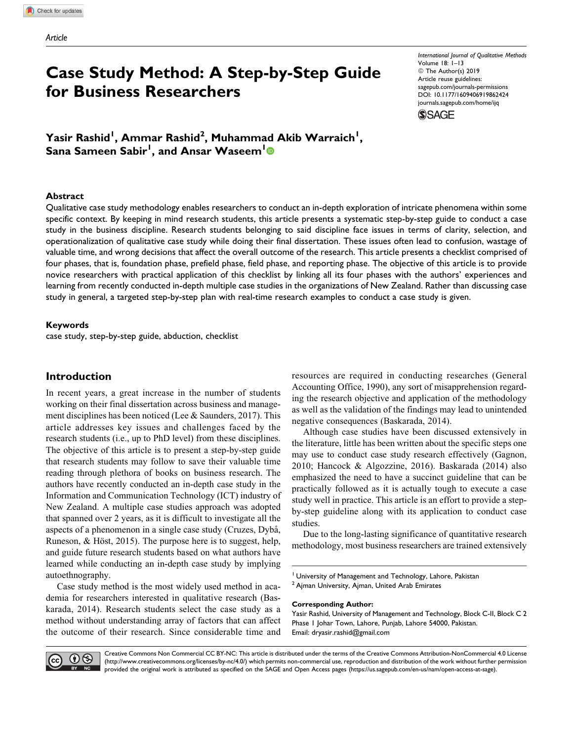Article

# Case Study Method: A Step-by-Step Guide for Business Researchers

Yasir Rashid[1], Ammar Rashid[2], Muhammad Akib Warraich[1], Sana Sameen Sabir[1], and Ansar Waseem[1]

International Journal of Qualitative Methods
Volume 18: 1–13
© The Author(s) 2019
Article reuse guidelines: sagepub.com/journals-permissions
DOI: 10.1177/1609406919862424
journals.sagepub.com/home/ijq

## Abstract

Qualitative case study methodology enables researchers to conduct an in-depth exploration of intricate phenomena within some specific context. By keeping in mind research students, this article presents a systematic step-by-step guide to conduct a case study in the business discipline. Research students belonging to said discipline face issues in terms of clarity, selection, and operationalization of qualitative case study while doing their final dissertation. These issues often lead to confusion, wastage of valuable time, and wrong decisions that affect the overall outcome of the research. This article presents a checklist comprised of four phases, that is, foundation phase, prefield phase, field phase, and reporting phase. The objective of this article is to provide novice researchers with practical application of this checklist by linking all its four phases with the authors' experiences and learning from recently conducted in-depth multiple case studies in the organizations of New Zealand. Rather than discussing case study in general, a targeted step-by-step plan with real-time research examples to conduct a case study is given.

### Keywords

case study, step-by-step guide, abduction, checklist

## Introduction

In recent years, a great increase in the number of students working on their final dissertation across business and management disciplines has been noticed (Lee & Saunders, 2017). This article addresses key issues and challenges faced by the research students (i.e., up to PhD level) from these disciplines. The objective of this article is to present a step-by-step guide that research students may follow to save their valuable time reading through plethora of books on business research. The authors have recently conducted an in-depth case study in the Information and Communication Technology (ICT) industry of New Zealand. A multiple case studies approach was adopted that spanned over 2 years, as it is difficult to investigate all the aspects of a phenomenon in a single case study (Cruzes, Dybå, Runeson, & Höst, 2015). The purpose here is to suggest, help, and guide future research students based on what authors have learned while conducting an in-depth case study by implying autoethnography.

Case study method is the most widely used method in academia for researchers interested in qualitative research (Baskarada, 2014). Research students select the case study as a method without understanding array of factors that can affect the outcome of their research. Since considerable time and resources are required in conducting researches (General Accounting Office, 1990), any sort of misapprehension regarding the research objective and application of the methodology as well as the validation of the findings may lead to unintended negative consequences (Baskarada, 2014).

Although case studies have been discussed extensively in the literature, little has been written about the specific steps one may use to conduct case study research effectively (Gagnon, 2010; Hancock & Algozzine, 2016). Baskarada (2014) also emphasized the need to have a succinct guideline that can be practically followed as it is actually tough to execute a case study well in practice. This article is an effort to provide a step-by-step guideline along with its application to conduct case studies.

Due to the long-lasting significance of quantitative research methodology, most business researchers are trained extensively

[1] University of Management and Technology, Lahore, Pakistan
[2] Ajman University, Ajman, United Arab Emirates

**Corresponding Author:**
Yasir Rashid, University of Management and Technology, Block C-II, Block C 2 Phase 1 Johar Town, Lahore, Punjab, Lahore 54000, Pakistan.
Email: dryasir.rashid@gmail.com

Creative Commons Non Commercial CC BY-NC: This article is distributed under the terms of the Creative Commons Attribution-NonCommercial 4.0 License (http://www.creativecommons.org/licenses/by-nc/4.0/) which permits non-commercial use, reproduction and distribution of the work without further permission provided the original work is attributed as specified on the SAGE and Open Access pages (https://us.sagepub.com/en-us/nam/open-access-at-sage).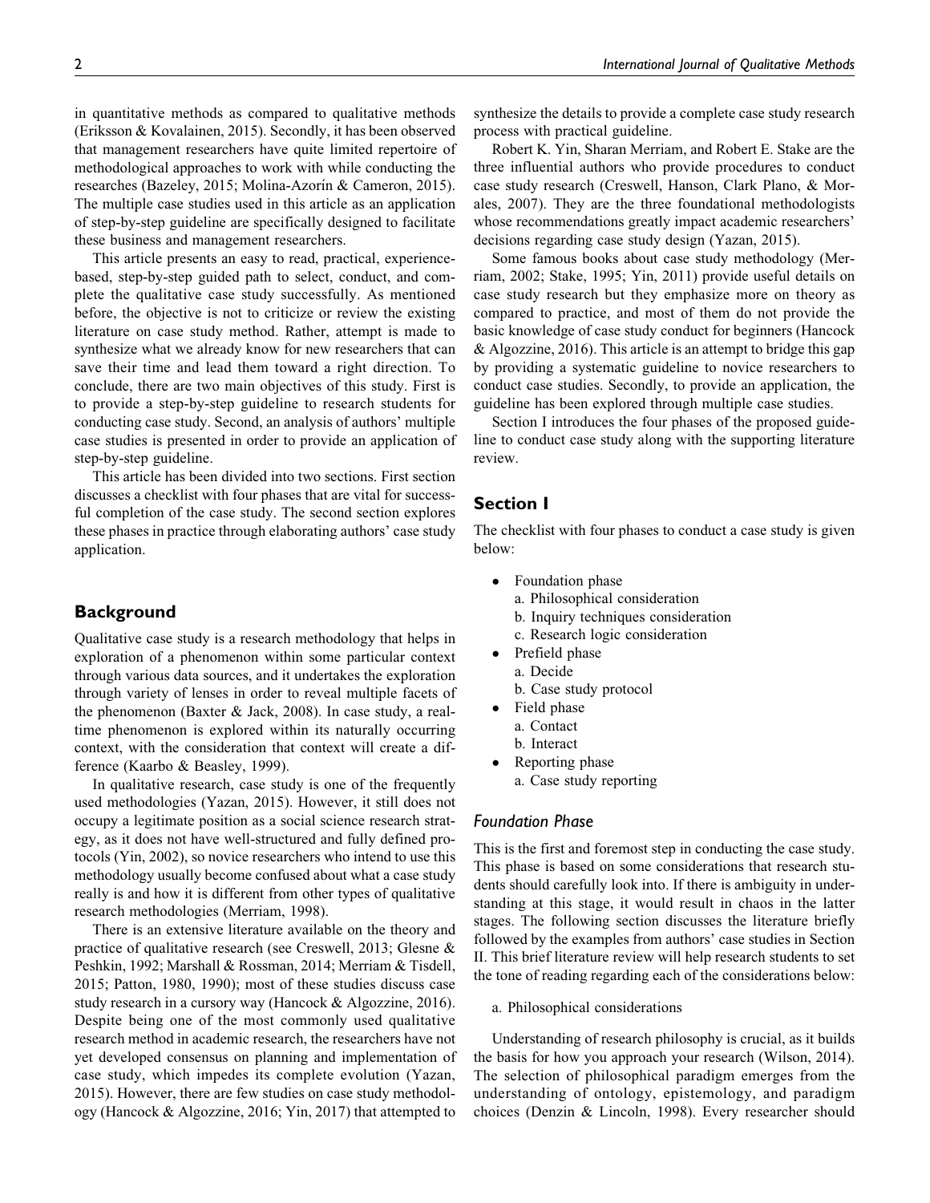in quantitative methods as compared to qualitative methods (Eriksson & Kovalainen, 2015). Secondly, it has been observed that management researchers have quite limited repertoire of methodological approaches to work with while conducting the researches (Bazeley, 2015; Molina-Azorín & Cameron, 2015). The multiple case studies used in this article as an application of step-by-step guideline are specifically designed to facilitate these business and management researchers.

This article presents an easy to read, practical, experience-based, step-by-step guided path to select, conduct, and complete the qualitative case study successfully. As mentioned before, the objective is not to criticize or review the existing literature on case study method. Rather, attempt is made to synthesize what we already know for new researchers that can save their time and lead them toward a right direction. To conclude, there are two main objectives of this study. First is to provide a step-by-step guideline to research students for conducting case study. Second, an analysis of authors' multiple case studies is presented in order to provide an application of step-by-step guideline.

This article has been divided into two sections. First section discusses a checklist with four phases that are vital for successful completion of the case study. The second section explores these phases in practice through elaborating authors' case study application.

## Background

Qualitative case study is a research methodology that helps in exploration of a phenomenon within some particular context through various data sources, and it undertakes the exploration through variety of lenses in order to reveal multiple facets of the phenomenon (Baxter & Jack, 2008). In case study, a real-time phenomenon is explored within its naturally occurring context, with the consideration that context will create a difference (Kaarbo & Beasley, 1999).

In qualitative research, case study is one of the frequently used methodologies (Yazan, 2015). However, it still does not occupy a legitimate position as a social science research strategy, as it does not have well-structured and fully defined protocols (Yin, 2002), so novice researchers who intend to use this methodology usually become confused about what a case study really is and how it is different from other types of qualitative research methodologies (Merriam, 1998).

There is an extensive literature available on the theory and practice of qualitative research (see Creswell, 2013; Glesne & Peshkin, 1992; Marshall & Rossman, 2014; Merriam & Tisdell, 2015; Patton, 1980, 1990); most of these studies discuss case study research in a cursory way (Hancock & Algozzine, 2016). Despite being one of the most commonly used qualitative research method in academic research, the researchers have not yet developed consensus on planning and implementation of case study, which impedes its complete evolution (Yazan, 2015). However, there are few studies on case study methodology (Hancock & Algozzine, 2016; Yin, 2017) that attempted to synthesize the details to provide a complete case study research process with practical guideline.

Robert K. Yin, Sharan Merriam, and Robert E. Stake are the three influential authors who provide procedures to conduct case study research (Creswell, Hanson, Clark Plano, & Morales, 2007). They are the three foundational methodologists whose recommendations greatly impact academic researchers' decisions regarding case study design (Yazan, 2015).

Some famous books about case study methodology (Merriam, 2002; Stake, 1995; Yin, 2011) provide useful details on case study research but they emphasize more on theory as compared to practice, and most of them do not provide the basic knowledge of case study conduct for beginners (Hancock & Algozzine, 2016). This article is an attempt to bridge this gap by providing a systematic guideline to novice researchers to conduct case studies. Secondly, to provide an application, the guideline has been explored through multiple case studies.

Section I introduces the four phases of the proposed guideline to conduct case study along with the supporting literature review.

## Section I

The checklist with four phases to conduct a case study is given below:

- Foundation phase
  a. Philosophical consideration
  b. Inquiry techniques consideration
  c. Research logic consideration
- Prefield phase
  a. Decide
  b. Case study protocol
- Field phase
  a. Contact
  b. Interact
- Reporting phase
  a. Case study reporting

### *Foundation Phase*

This is the first and foremost step in conducting the case study. This phase is based on some considerations that research students should carefully look into. If there is ambiguity in understanding at this stage, it would result in chaos in the latter stages. The following section discusses the literature briefly followed by the examples from authors' case studies in Section II. This brief literature review will help research students to set the tone of reading regarding each of the considerations below:

a. Philosophical considerations

Understanding of research philosophy is crucial, as it builds the basis for how you approach your research (Wilson, 2014). The selection of philosophical paradigm emerges from the understanding of ontology, epistemology, and paradigm choices (Denzin & Lincoln, 1998). Every researcher should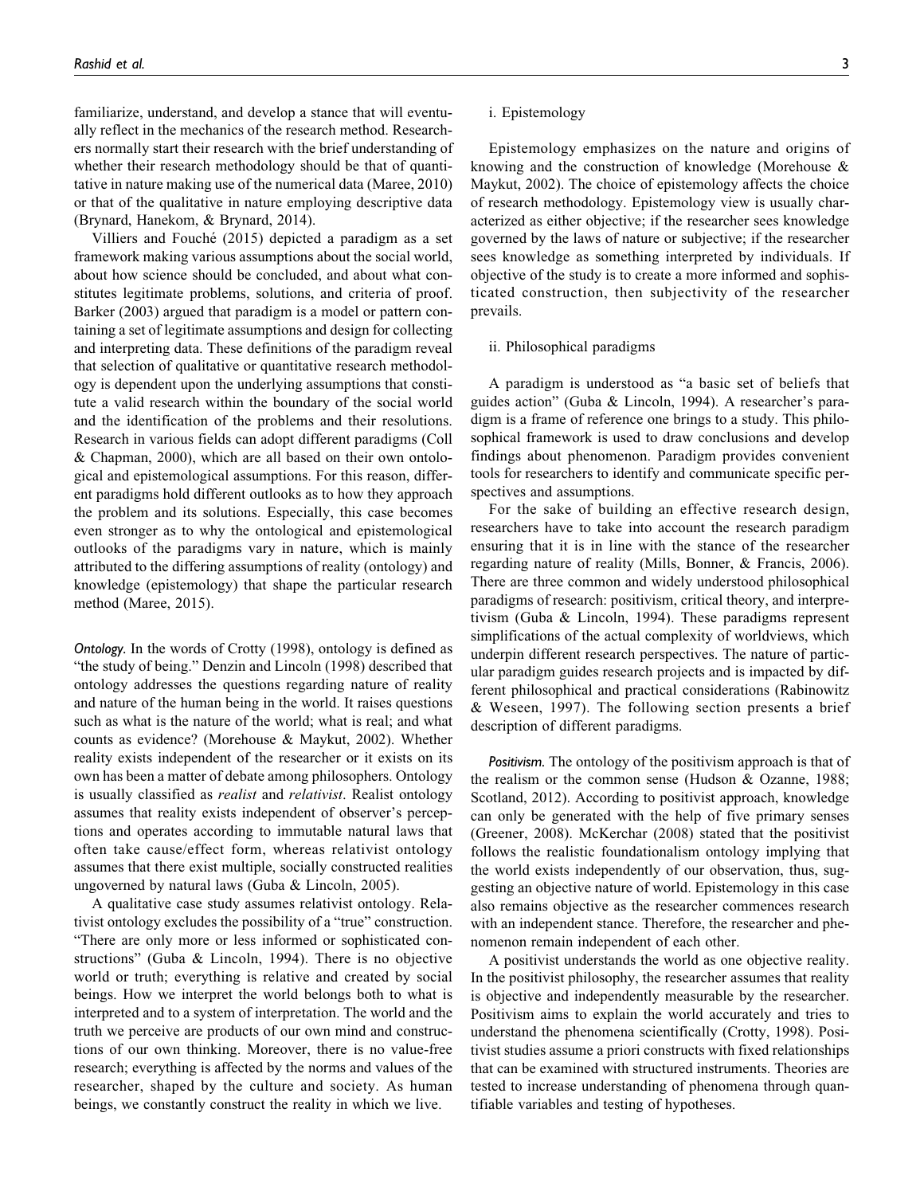familiarize, understand, and develop a stance that will eventually reflect in the mechanics of the research method. Researchers normally start their research with the brief understanding of whether their research methodology should be that of quantitative in nature making use of the numerical data (Maree, 2010) or that of the qualitative in nature employing descriptive data (Brynard, Hanekom, & Brynard, 2014).

Villiers and Fouché (2015) depicted a paradigm as a set framework making various assumptions about the social world, about how science should be concluded, and about what constitutes legitimate problems, solutions, and criteria of proof. Barker (2003) argued that paradigm is a model or pattern containing a set of legitimate assumptions and design for collecting and interpreting data. These definitions of the paradigm reveal that selection of qualitative or quantitative research methodology is dependent upon the underlying assumptions that constitute a valid research within the boundary of the social world and the identification of the problems and their resolutions. Research in various fields can adopt different paradigms (Coll & Chapman, 2000), which are all based on their own ontological and epistemological assumptions. For this reason, different paradigms hold different outlooks as to how they approach the problem and its solutions. Especially, this case becomes even stronger as to why the ontological and epistemological outlooks of the paradigms vary in nature, which is mainly attributed to the differing assumptions of reality (ontology) and knowledge (epistemology) that shape the particular research method (Maree, 2015).

*Ontology.* In the words of Crotty (1998), ontology is defined as "the study of being." Denzin and Lincoln (1998) described that ontology addresses the questions regarding nature of reality and nature of the human being in the world. It raises questions such as what is the nature of the world; what is real; and what counts as evidence? (Morehouse & Maykut, 2002). Whether reality exists independent of the researcher or it exists on its own has been a matter of debate among philosophers. Ontology is usually classified as *realist* and *relativist*. Realist ontology assumes that reality exists independent of observer's perceptions and operates according to immutable natural laws that often take cause/effect form, whereas relativist ontology assumes that there exist multiple, socially constructed realities ungoverned by natural laws (Guba & Lincoln, 2005).

A qualitative case study assumes relativist ontology. Relativist ontology excludes the possibility of a "true" construction. "There are only more or less informed or sophisticated constructions" (Guba & Lincoln, 1994). There is no objective world or truth; everything is relative and created by social beings. How we interpret the world belongs both to what is interpreted and to a system of interpretation. The world and the truth we perceive are products of our own mind and constructions of our own thinking. Moreover, there is no value-free research; everything is affected by the norms and values of the researcher, shaped by the culture and society. As human beings, we constantly construct the reality in which we live.

i. Epistemology

Epistemology emphasizes on the nature and origins of knowing and the construction of knowledge (Morehouse & Maykut, 2002). The choice of epistemology affects the choice of research methodology. Epistemology view is usually characterized as either objective; if the researcher sees knowledge governed by the laws of nature or subjective; if the researcher sees knowledge as something interpreted by individuals. If objective of the study is to create a more informed and sophisticated construction, then subjectivity of the researcher prevails.

ii. Philosophical paradigms

A paradigm is understood as "a basic set of beliefs that guides action" (Guba & Lincoln, 1994). A researcher's paradigm is a frame of reference one brings to a study. This philosophical framework is used to draw conclusions and develop findings about phenomenon. Paradigm provides convenient tools for researchers to identify and communicate specific perspectives and assumptions.

For the sake of building an effective research design, researchers have to take into account the research paradigm ensuring that it is in line with the stance of the researcher regarding nature of reality (Mills, Bonner, & Francis, 2006). There are three common and widely understood philosophical paradigms of research: positivism, critical theory, and interpretivism (Guba & Lincoln, 1994). These paradigms represent simplifications of the actual complexity of worldviews, which underpin different research perspectives. The nature of particular paradigm guides research projects and is impacted by different philosophical and practical considerations (Rabinowitz & Weseen, 1997). The following section presents a brief description of different paradigms.

*Positivism.* The ontology of the positivism approach is that of the realism or the common sense (Hudson & Ozanne, 1988; Scotland, 2012). According to positivist approach, knowledge can only be generated with the help of five primary senses (Greener, 2008). McKerchar (2008) stated that the positivist follows the realistic foundationalism ontology implying that the world exists independently of our observation, thus, suggesting an objective nature of world. Epistemology in this case also remains objective as the researcher commences research with an independent stance. Therefore, the researcher and phenomenon remain independent of each other.

A positivist understands the world as one objective reality. In the positivist philosophy, the researcher assumes that reality is objective and independently measurable by the researcher. Positivism aims to explain the world accurately and tries to understand the phenomena scientifically (Crotty, 1998). Positivist studies assume a priori constructs with fixed relationships that can be examined with structured instruments. Theories are tested to increase understanding of phenomena through quantifiable variables and testing of hypotheses.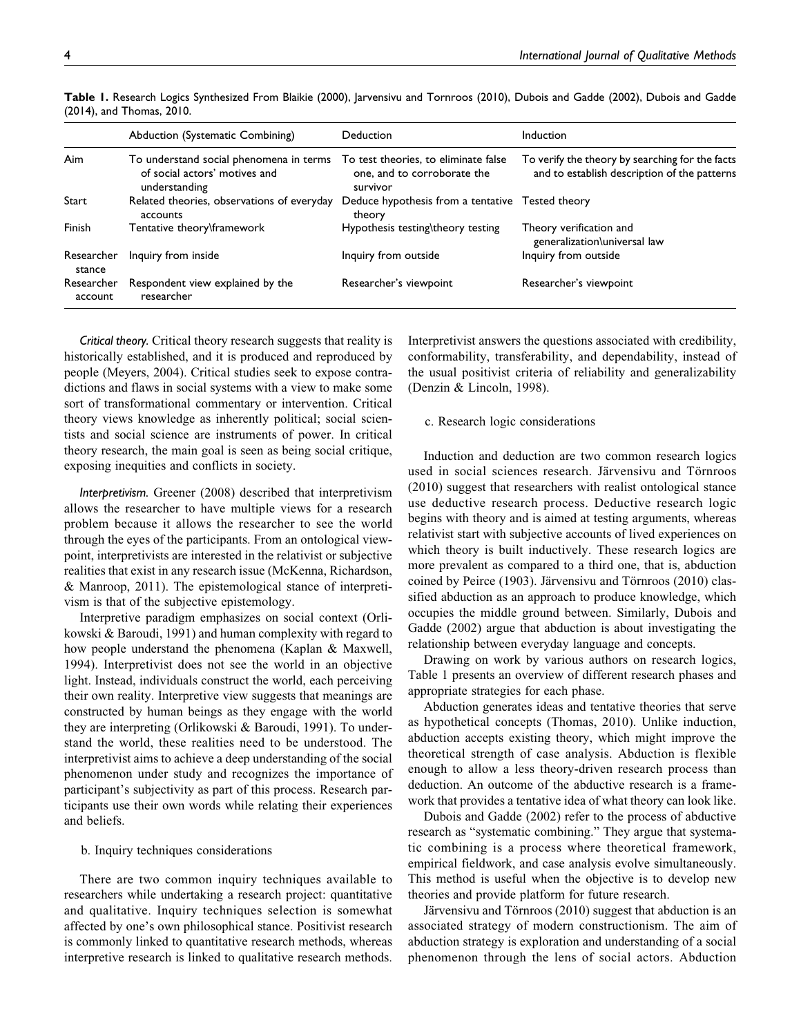**Table 1.** Research Logics Synthesized From Blaikie (2000), Jarvensivu and Tornroos (2010), Dubois and Gadde (2002), Dubois and Gadde (2014), and Thomas, 2010.

| | Abduction (Systematic Combining) | Deduction | Induction |
|---|---|---|---|
| Aim | To understand social phenomena in terms of social actors' motives and understanding | To test theories, to eliminate false one, and to corroborate the survivor | To verify the theory by searching for the facts and to establish description of the patterns |
| Start | Related theories, observations of everyday accounts | Deduce hypothesis from a tentative theory | Tested theory |
| Finish | Tentative theory\framework | Hypothesis testing\theory testing | Theory verification and generalization\universal law |
| Researcher stance | Inquiry from inside | Inquiry from outside | Inquiry from outside |
| Researcher account | Respondent view explained by the researcher | Researcher's viewpoint | Researcher's viewpoint |

*Critical theory.* Critical theory research suggests that reality is historically established, and it is produced and reproduced by people (Meyers, 2004). Critical studies seek to expose contradictions and flaws in social systems with a view to make some sort of transformational commentary or intervention. Critical theory views knowledge as inherently political; social scientists and social science are instruments of power. In critical theory research, the main goal is seen as being social critique, exposing inequities and conflicts in society.

*Interpretivism.* Greener (2008) described that interpretivism allows the researcher to have multiple views for a research problem because it allows the researcher to see the world through the eyes of the participants. From an ontological viewpoint, interpretivists are interested in the relativist or subjective realities that exist in any research issue (McKenna, Richardson, & Manroop, 2011). The epistemological stance of interpretivism is that of the subjective epistemology.

Interpretive paradigm emphasizes on social context (Orlikowski & Baroudi, 1991) and human complexity with regard to how people understand the phenomena (Kaplan & Maxwell, 1994). Interpretivist does not see the world in an objective light. Instead, individuals construct the world, each perceiving their own reality. Interpretive view suggests that meanings are constructed by human beings as they engage with the world they are interpreting (Orlikowski & Baroudi, 1991). To understand the world, these realities need to be understood. The interpretivist aims to achieve a deep understanding of the social phenomenon under study and recognizes the importance of participant's subjectivity as part of this process. Research participants use their own words while relating their experiences and beliefs.

b. Inquiry techniques considerations

There are two common inquiry techniques available to researchers while undertaking a research project: quantitative and qualitative. Inquiry techniques selection is somewhat affected by one's own philosophical stance. Positivist research is commonly linked to quantitative research methods, whereas interpretive research is linked to qualitative research methods. Interpretivist answers the questions associated with credibility, conformability, transferability, and dependability, instead of the usual positivist criteria of reliability and generalizability (Denzin & Lincoln, 1998).

c. Research logic considerations

Induction and deduction are two common research logics used in social sciences research. Järvensivu and Törnroos (2010) suggest that researchers with realist ontological stance use deductive research process. Deductive research logic begins with theory and is aimed at testing arguments, whereas relativist start with subjective accounts of lived experiences on which theory is built inductively. These research logics are more prevalent as compared to a third one, that is, abduction coined by Peirce (1903). Järvensivu and Törnroos (2010) classified abduction as an approach to produce knowledge, which occupies the middle ground between. Similarly, Dubois and Gadde (2002) argue that abduction is about investigating the relationship between everyday language and concepts.

Drawing on work by various authors on research logics, Table 1 presents an overview of different research phases and appropriate strategies for each phase.

Abduction generates ideas and tentative theories that serve as hypothetical concepts (Thomas, 2010). Unlike induction, abduction accepts existing theory, which might improve the theoretical strength of case analysis. Abduction is flexible enough to allow a less theory-driven research process than deduction. An outcome of the abductive research is a framework that provides a tentative idea of what theory can look like.

Dubois and Gadde (2002) refer to the process of abductive research as "systematic combining." They argue that systematic combining is a process where theoretical framework, empirical fieldwork, and case analysis evolve simultaneously. This method is useful when the objective is to develop new theories and provide platform for future research.

Järvensivu and Törnroos (2010) suggest that abduction is an associated strategy of modern constructionism. The aim of abduction strategy is exploration and understanding of a social phenomenon through the lens of social actors. Abduction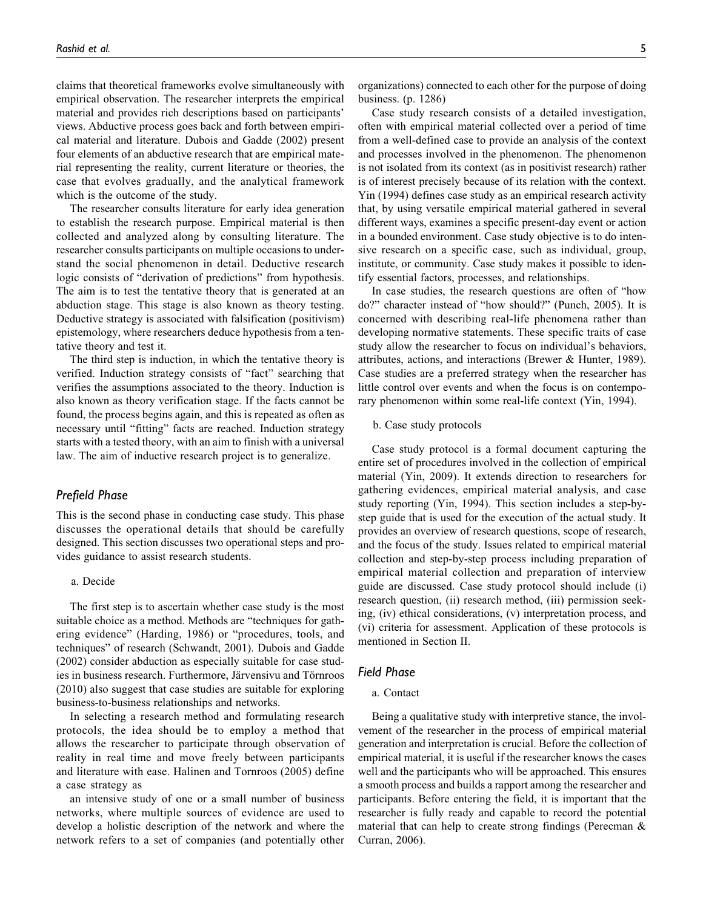claims that theoretical frameworks evolve simultaneously with empirical observation. The researcher interprets the empirical material and provides rich descriptions based on participants' views. Abductive process goes back and forth between empirical material and literature. Dubois and Gadde (2002) present four elements of an abductive research that are empirical material representing the reality, current literature or theories, the case that evolves gradually, and the analytical framework which is the outcome of the study.

The researcher consults literature for early idea generation to establish the research purpose. Empirical material is then collected and analyzed along by consulting literature. The researcher consults participants on multiple occasions to understand the social phenomenon in detail. Deductive research logic consists of "derivation of predictions" from hypothesis. The aim is to test the tentative theory that is generated at an abduction stage. This stage is also known as theory testing. Deductive strategy is associated with falsification (positivism) epistemology, where researchers deduce hypothesis from a tentative theory and test it.

The third step is induction, in which the tentative theory is verified. Induction strategy consists of "fact" searching that verifies the assumptions associated to the theory. Induction is also known as theory verification stage. If the facts cannot be found, the process begins again, and this is repeated as often as necessary until "fitting" facts are reached. Induction strategy starts with a tested theory, with an aim to finish with a universal law. The aim of inductive research project is to generalize.

## *Prefield Phase*

This is the second phase in conducting case study. This phase discusses the operational details that should be carefully designed. This section discusses two operational steps and provides guidance to assist research students.

a. Decide

The first step is to ascertain whether case study is the most suitable choice as a method. Methods are "techniques for gathering evidence" (Harding, 1986) or "procedures, tools, and techniques" of research (Schwandt, 2001). Dubois and Gadde (2002) consider abduction as especially suitable for case studies in business research. Furthermore, Järvensivu and Törnroos (2010) also suggest that case studies are suitable for exploring business-to-business relationships and networks.

In selecting a research method and formulating research protocols, the idea should be to employ a method that allows the researcher to participate through observation of reality in real time and move freely between participants and literature with ease. Halinen and Tornroos (2005) define a case strategy as

an intensive study of one or a small number of business networks, where multiple sources of evidence are used to develop a holistic description of the network and where the network refers to a set of companies (and potentially other organizations) connected to each other for the purpose of doing business. (p. 1286)

Case study research consists of a detailed investigation, often with empirical material collected over a period of time from a well-defined case to provide an analysis of the context and processes involved in the phenomenon. The phenomenon is not isolated from its context (as in positivist research) rather is of interest precisely because of its relation with the context. Yin (1994) defines case study as an empirical research activity that, by using versatile empirical material gathered in several different ways, examines a specific present-day event or action in a bounded environment. Case study objective is to do intensive research on a specific case, such as individual, group, institute, or community. Case study makes it possible to identify essential factors, processes, and relationships.

In case studies, the research questions are often of "how do?" character instead of "how should?" (Punch, 2005). It is concerned with describing real-life phenomena rather than developing normative statements. These specific traits of case study allow the researcher to focus on individual's behaviors, attributes, actions, and interactions (Brewer & Hunter, 1989). Case studies are a preferred strategy when the researcher has little control over events and when the focus is on contemporary phenomenon within some real-life context (Yin, 1994).

b. Case study protocols

Case study protocol is a formal document capturing the entire set of procedures involved in the collection of empirical material (Yin, 2009). It extends direction to researchers for gathering evidences, empirical material analysis, and case study reporting (Yin, 1994). This section includes a step-by-step guide that is used for the execution of the actual study. It provides an overview of research questions, scope of research, and the focus of the study. Issues related to empirical material collection and step-by-step process including preparation of empirical material collection and preparation of interview guide are discussed. Case study protocol should include (i) research question, (ii) research method, (iii) permission seeking, (iv) ethical considerations, (v) interpretation process, and (vi) criteria for assessment. Application of these protocols is mentioned in Section II.

## *Field Phase*

a. Contact

Being a qualitative study with interpretive stance, the involvement of the researcher in the process of empirical material generation and interpretation is crucial. Before the collection of empirical material, it is useful if the researcher knows the cases well and the participants who will be approached. This ensures a smooth process and builds a rapport among the researcher and participants. Before entering the field, it is important that the researcher is fully ready and capable to record the potential material that can help to create strong findings (Perecman & Curran, 2006).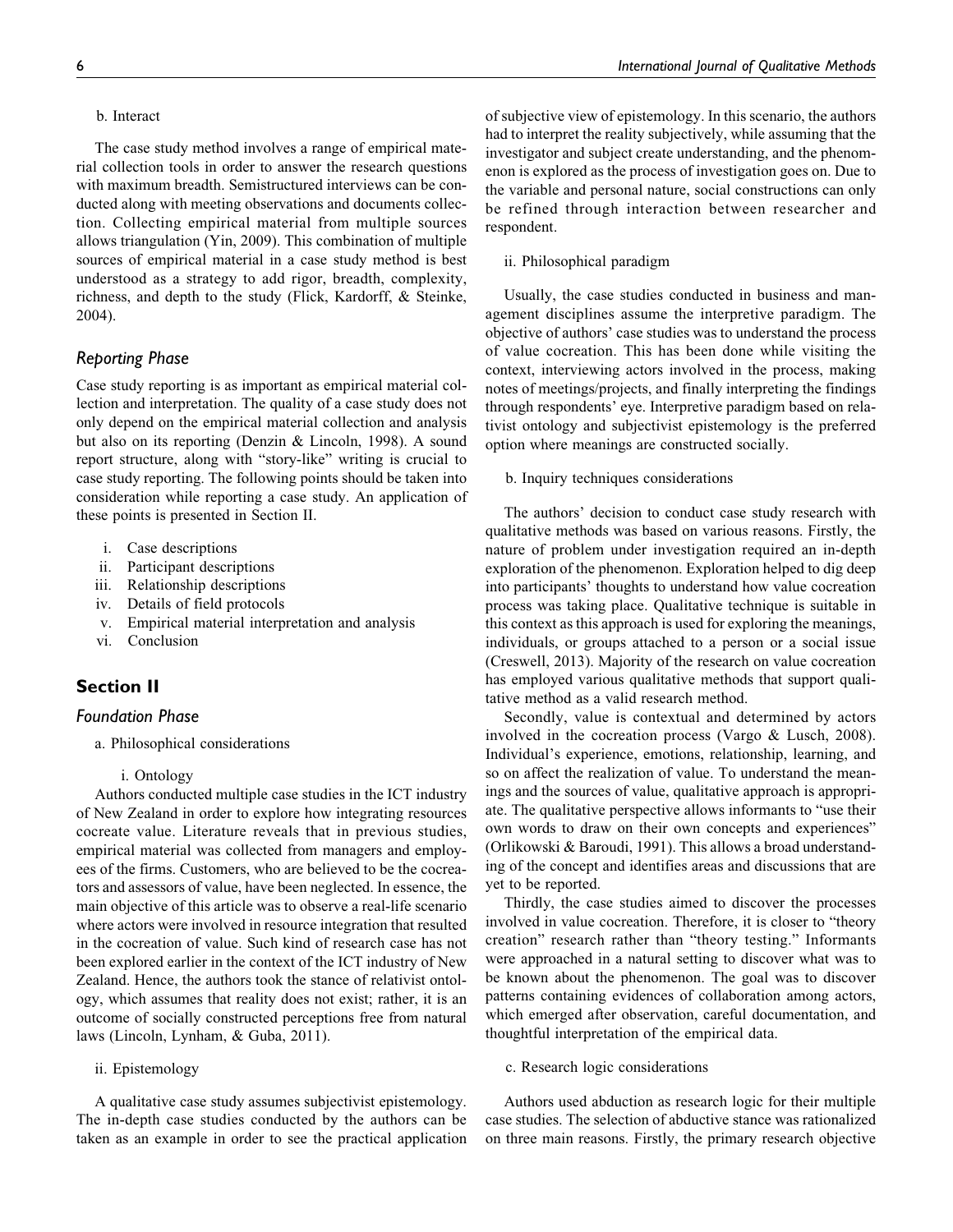b. Interact

The case study method involves a range of empirical material collection tools in order to answer the research questions with maximum breadth. Semistructured interviews can be conducted along with meeting observations and documents collection. Collecting empirical material from multiple sources allows triangulation (Yin, 2009). This combination of multiple sources of empirical material in a case study method is best understood as a strategy to add rigor, breadth, complexity, richness, and depth to the study (Flick, Kardorff, & Steinke, 2004).

### *Reporting Phase*

Case study reporting is as important as empirical material collection and interpretation. The quality of a case study does not only depend on the empirical material collection and analysis but also on its reporting (Denzin & Lincoln, 1998). A sound report structure, along with "story-like" writing is crucial to case study reporting. The following points should be taken into consideration while reporting a case study. An application of these points is presented in Section II.

i. Case descriptions
ii. Participant descriptions
iii. Relationship descriptions
iv. Details of field protocols
v. Empirical material interpretation and analysis
vi. Conclusion

## Section II

### *Foundation Phase*

a. Philosophical considerations

i. Ontology

Authors conducted multiple case studies in the ICT industry of New Zealand in order to explore how integrating resources cocreate value. Literature reveals that in previous studies, empirical material was collected from managers and employees of the firms. Customers, who are believed to be the cocreators and assessors of value, have been neglected. In essence, the main objective of this article was to observe a real-life scenario where actors were involved in resource integration that resulted in the cocreation of value. Such kind of research case has not been explored earlier in the context of the ICT industry of New Zealand. Hence, the authors took the stance of relativist ontology, which assumes that reality does not exist; rather, it is an outcome of socially constructed perceptions free from natural laws (Lincoln, Lynham, & Guba, 2011).

ii. Epistemology

A qualitative case study assumes subjectivist epistemology. The in-depth case studies conducted by the authors can be taken as an example in order to see the practical application of subjective view of epistemology. In this scenario, the authors had to interpret the reality subjectively, while assuming that the investigator and subject create understanding, and the phenomenon is explored as the process of investigation goes on. Due to the variable and personal nature, social constructions can only be refined through interaction between researcher and respondent.

ii. Philosophical paradigm

Usually, the case studies conducted in business and management disciplines assume the interpretive paradigm. The objective of authors' case studies was to understand the process of value cocreation. This has been done while visiting the context, interviewing actors involved in the process, making notes of meetings/projects, and finally interpreting the findings through respondents' eye. Interpretive paradigm based on relativist ontology and subjectivist epistemology is the preferred option where meanings are constructed socially.

b. Inquiry techniques considerations

The authors' decision to conduct case study research with qualitative methods was based on various reasons. Firstly, the nature of problem under investigation required an in-depth exploration of the phenomenon. Exploration helped to dig deep into participants' thoughts to understand how value cocreation process was taking place. Qualitative technique is suitable in this context as this approach is used for exploring the meanings, individuals, or groups attached to a person or a social issue (Creswell, 2013). Majority of the research on value cocreation has employed various qualitative methods that support qualitative method as a valid research method.

Secondly, value is contextual and determined by actors involved in the cocreation process (Vargo & Lusch, 2008). Individual's experience, emotions, relationship, learning, and so on affect the realization of value. To understand the meanings and the sources of value, qualitative approach is appropriate. The qualitative perspective allows informants to "use their own words to draw on their own concepts and experiences" (Orlikowski & Baroudi, 1991). This allows a broad understanding of the concept and identifies areas and discussions that are yet to be reported.

Thirdly, the case studies aimed to discover the processes involved in value cocreation. Therefore, it is closer to "theory creation" research rather than "theory testing." Informants were approached in a natural setting to discover what was to be known about the phenomenon. The goal was to discover patterns containing evidences of collaboration among actors, which emerged after observation, careful documentation, and thoughtful interpretation of the empirical data.

c. Research logic considerations

Authors used abduction as research logic for their multiple case studies. The selection of abductive stance was rationalized on three main reasons. Firstly, the primary research objective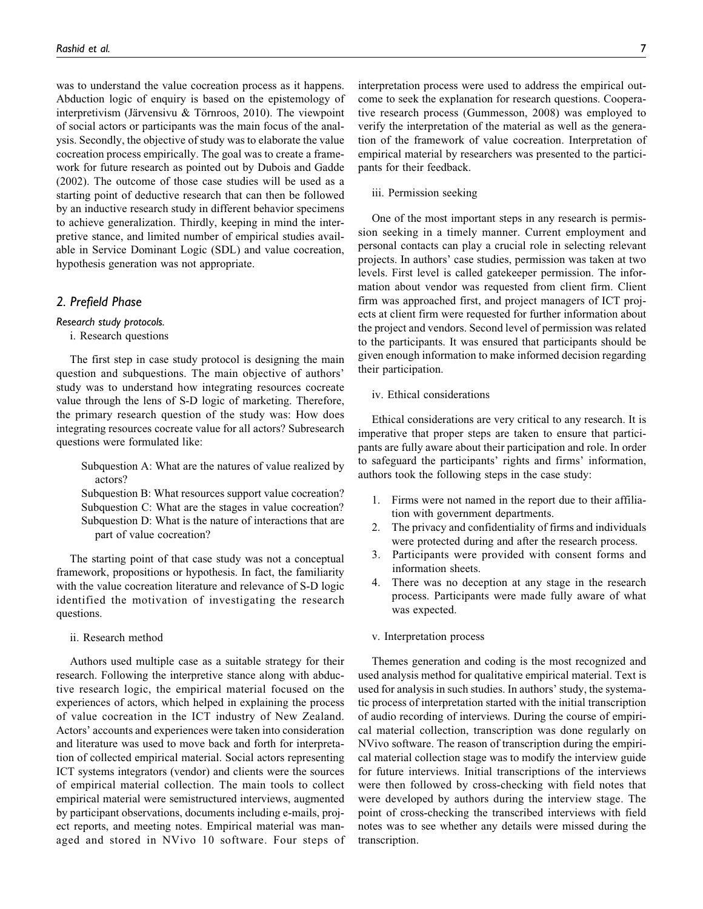was to understand the value cocreation process as it happens. Abduction logic of enquiry is based on the epistemology of interpretivism (Järvensivu & Törnroos, 2010). The viewpoint of social actors or participants was the main focus of the analysis. Secondly, the objective of study was to elaborate the value cocreation process empirically. The goal was to create a framework for future research as pointed out by Dubois and Gadde (2002). The outcome of those case studies will be used as a starting point of deductive research that can then be followed by an inductive research study in different behavior specimens to achieve generalization. Thirdly, keeping in mind the interpretive stance, and limited number of empirical studies available in Service Dominant Logic (SDL) and value cocreation, hypothesis generation was not appropriate.

## 2. Prefield Phase

### Research study protocols.

i. Research questions

The first step in case study protocol is designing the main question and subquestions. The main objective of authors' study was to understand how integrating resources cocreate value through the lens of S-D logic of marketing. Therefore, the primary research question of the study was: How does integrating resources cocreate value for all actors? Subresearch questions were formulated like:

Subquestion A: What are the natures of value realized by actors?

Subquestion B: What resources support value cocreation?

Subquestion C: What are the stages in value cocreation?

Subquestion D: What is the nature of interactions that are part of value cocreation?

The starting point of that case study was not a conceptual framework, propositions or hypothesis. In fact, the familiarity with the value cocreation literature and relevance of S-D logic identified the motivation of investigating the research questions.

ii. Research method

Authors used multiple case as a suitable strategy for their research. Following the interpretive stance along with abductive research logic, the empirical material focused on the experiences of actors, which helped in explaining the process of value cocreation in the ICT industry of New Zealand. Actors' accounts and experiences were taken into consideration and literature was used to move back and forth for interpretation of collected empirical material. Social actors representing ICT systems integrators (vendor) and clients were the sources of empirical material collection. The main tools to collect empirical material were semistructured interviews, augmented by participant observations, documents including e-mails, project reports, and meeting notes. Empirical material was managed and stored in NVivo 10 software. Four steps of interpretation process were used to address the empirical outcome to seek the explanation for research questions. Cooperative research process (Gummesson, 2008) was employed to verify the interpretation of the material as well as the generation of the framework of value cocreation. Interpretation of empirical material by researchers was presented to the participants for their feedback.

iii. Permission seeking

One of the most important steps in any research is permission seeking in a timely manner. Current employment and personal contacts can play a crucial role in selecting relevant projects. In authors' case studies, permission was taken at two levels. First level is called gatekeeper permission. The information about vendor was requested from client firm. Client firm was approached first, and project managers of ICT projects at client firm were requested for further information about the project and vendors. Second level of permission was related to the participants. It was ensured that participants should be given enough information to make informed decision regarding their participation.

iv. Ethical considerations

Ethical considerations are very critical to any research. It is imperative that proper steps are taken to ensure that participants are fully aware about their participation and role. In order to safeguard the participants' rights and firms' information, authors took the following steps in the case study:

1. Firms were not named in the report due to their affiliation with government departments.
2. The privacy and confidentiality of firms and individuals were protected during and after the research process.
3. Participants were provided with consent forms and information sheets.
4. There was no deception at any stage in the research process. Participants were made fully aware of what was expected.

v. Interpretation process

Themes generation and coding is the most recognized and used analysis method for qualitative empirical material. Text is used for analysis in such studies. In authors' study, the systematic process of interpretation started with the initial transcription of audio recording of interviews. During the course of empirical material collection, transcription was done regularly on NVivo software. The reason of transcription during the empirical material collection stage was to modify the interview guide for future interviews. Initial transcriptions of the interviews were then followed by cross-checking with field notes that were developed by authors during the interview stage. The point of cross-checking the transcribed interviews with field notes was to see whether any details were missed during the transcription.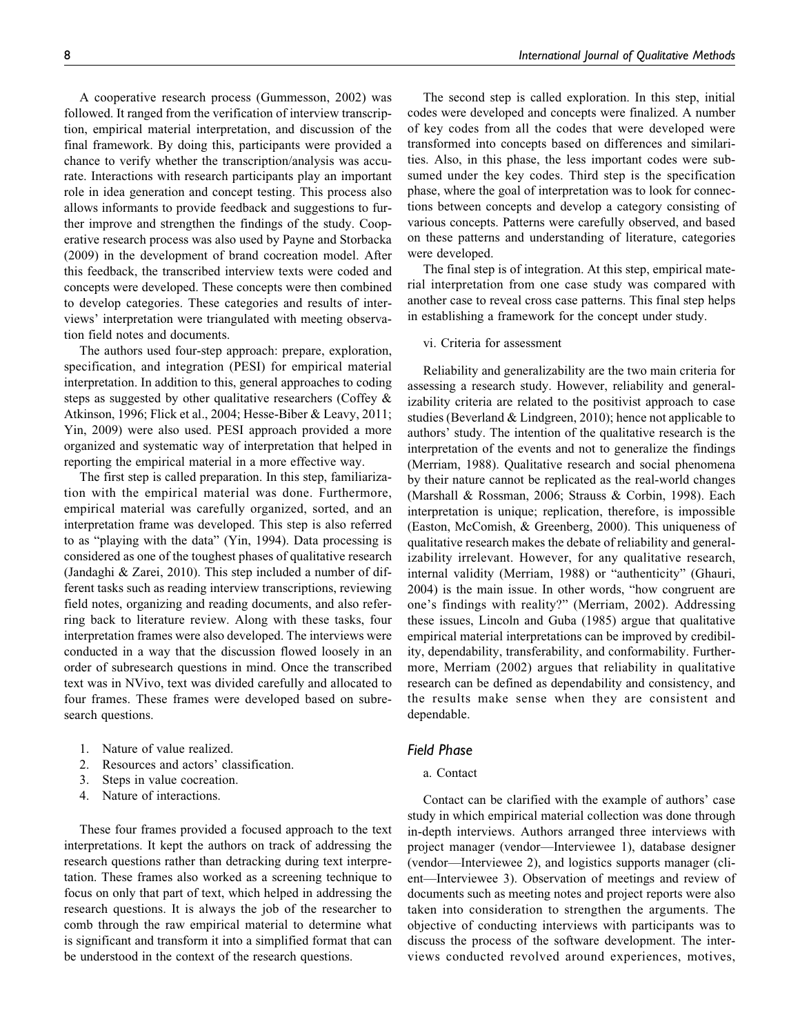A cooperative research process (Gummesson, 2002) was followed. It ranged from the verification of interview transcription, empirical material interpretation, and discussion of the final framework. By doing this, participants were provided a chance to verify whether the transcription/analysis was accurate. Interactions with research participants play an important role in idea generation and concept testing. This process also allows informants to provide feedback and suggestions to further improve and strengthen the findings of the study. Cooperative research process was also used by Payne and Storbacka (2009) in the development of brand cocreation model. After this feedback, the transcribed interview texts were coded and concepts were developed. These concepts were then combined to develop categories. These categories and results of interviews' interpretation were triangulated with meeting observation field notes and documents.

The authors used four-step approach: prepare, exploration, specification, and integration (PESI) for empirical material interpretation. In addition to this, general approaches to coding steps as suggested by other qualitative researchers (Coffey & Atkinson, 1996; Flick et al., 2004; Hesse-Biber & Leavy, 2011; Yin, 2009) were also used. PESI approach provided a more organized and systematic way of interpretation that helped in reporting the empirical material in a more effective way.

The first step is called preparation. In this step, familiarization with the empirical material was done. Furthermore, empirical material was carefully organized, sorted, and an interpretation frame was developed. This step is also referred to as "playing with the data" (Yin, 1994). Data processing is considered as one of the toughest phases of qualitative research (Jandaghi & Zarei, 2010). This step included a number of different tasks such as reading interview transcriptions, reviewing field notes, organizing and reading documents, and also referring back to literature review. Along with these tasks, four interpretation frames were also developed. The interviews were conducted in a way that the discussion flowed loosely in an order of subresearch questions in mind. Once the transcribed text was in NVivo, text was divided carefully and allocated to four frames. These frames were developed based on subresearch questions.

1. Nature of value realized.
2. Resources and actors' classification.
3. Steps in value cocreation.
4. Nature of interactions.

These four frames provided a focused approach to the text interpretations. It kept the authors on track of addressing the research questions rather than detracking during text interpretation. These frames also worked as a screening technique to focus on only that part of text, which helped in addressing the research questions. It is always the job of the researcher to comb through the raw empirical material to determine what is significant and transform it into a simplified format that can be understood in the context of the research questions.

The second step is called exploration. In this step, initial codes were developed and concepts were finalized. A number of key codes from all the codes that were developed were transformed into concepts based on differences and similarities. Also, in this phase, the less important codes were subsumed under the key codes. Third step is the specification phase, where the goal of interpretation was to look for connections between concepts and develop a category consisting of various concepts. Patterns were carefully observed, and based on these patterns and understanding of literature, categories were developed.

The final step is of integration. At this step, empirical material interpretation from one case study was compared with another case to reveal cross case patterns. This final step helps in establishing a framework for the concept under study.

vi. Criteria for assessment

Reliability and generalizability are the two main criteria for assessing a research study. However, reliability and generalizability criteria are related to the positivist approach to case studies (Beverland & Lindgreen, 2010); hence not applicable to authors' study. The intention of the qualitative research is the interpretation of the events and not to generalize the findings (Merriam, 1988). Qualitative research and social phenomena by their nature cannot be replicated as the real-world changes (Marshall & Rossman, 2006; Strauss & Corbin, 1998). Each interpretation is unique; replication, therefore, is impossible (Easton, McComish, & Greenberg, 2000). This uniqueness of qualitative research makes the debate of reliability and generalizability irrelevant. However, for any qualitative research, internal validity (Merriam, 1988) or "authenticity" (Ghauri, 2004) is the main issue. In other words, "how congruent are one's findings with reality?" (Merriam, 2002). Addressing these issues, Lincoln and Guba (1985) argue that qualitative empirical material interpretations can be improved by credibility, dependability, transferability, and conformability. Furthermore, Merriam (2002) argues that reliability in qualitative research can be defined as dependability and consistency, and the results make sense when they are consistent and dependable.

## *Field Phase*

a. Contact

Contact can be clarified with the example of authors' case study in which empirical material collection was done through in-depth interviews. Authors arranged three interviews with project manager (vendor—Interviewee 1), database designer (vendor—Interviewee 2), and logistics supports manager (client—Interviewee 3). Observation of meetings and review of documents such as meeting notes and project reports were also taken into consideration to strengthen the arguments. The objective of conducting interviews with participants was to discuss the process of the software development. The interviews conducted revolved around experiences, motives,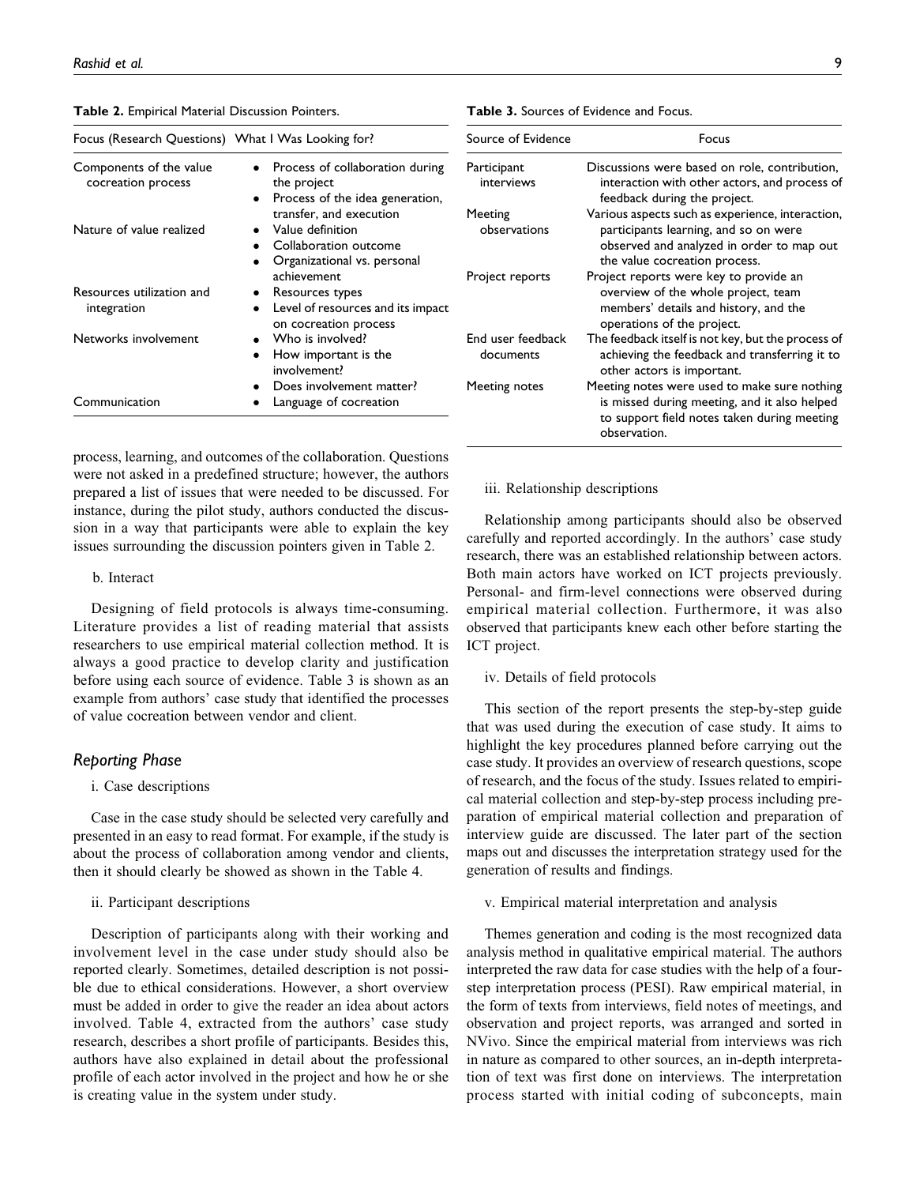**Table 2.** Empirical Material Discussion Pointers.

| Focus (Research Questions) | What I Was Looking for? |
| --- | --- |
| Components of the value cocreation process | • Process of collaboration during the project<br>• Process of the idea generation, transfer, and execution |
| Nature of value realized | • Value definition<br>• Collaboration outcome<br>• Organizational vs. personal achievement |
| Resources utilization and integration | • Resources types<br>• Level of resources and its impact on cocreation process |
| Networks involvement | • Who is involved?<br>• How important is the involvement?<br>• Does involvement matter? |
| Communication | • Language of cocreation |

**Table 3.** Sources of Evidence and Focus.

| Source of Evidence | Focus |
| --- | --- |
| Participant interviews | Discussions were based on role, contribution, interaction with other actors, and process of feedback during the project. |
| Meeting observations | Various aspects such as experience, interaction, participants learning, and so on were observed and analyzed in order to map out the value cocreation process. |
| Project reports | Project reports were key to provide an overview of the whole project, team members' details and history, and the operations of the project. |
| End user feedback documents | The feedback itself is not key, but the process of achieving the feedback and transferring it to other actors is important. |
| Meeting notes | Meeting notes were used to make sure nothing is missed during meeting, and it also helped to support field notes taken during meeting observation. |

process, learning, and outcomes of the collaboration. Questions were not asked in a predefined structure; however, the authors prepared a list of issues that were needed to be discussed. For instance, during the pilot study, authors conducted the discussion in a way that participants were able to explain the key issues surrounding the discussion pointers given in Table 2.

b. Interact

Designing of field protocols is always time-consuming. Literature provides a list of reading material that assists researchers to use empirical material collection method. It is always a good practice to develop clarity and justification before using each source of evidence. Table 3 is shown as an example from authors' case study that identified the processes of value cocreation between vendor and client.

### *Reporting Phase*

i. Case descriptions

Case in the case study should be selected very carefully and presented in an easy to read format. For example, if the study is about the process of collaboration among vendor and clients, then it should clearly be showed as shown in the Table 4.

ii. Participant descriptions

Description of participants along with their working and involvement level in the case under study should also be reported clearly. Sometimes, detailed description is not possible due to ethical considerations. However, a short overview must be added in order to give the reader an idea about actors involved. Table 4, extracted from the authors' case study research, describes a short profile of participants. Besides this, authors have also explained in detail about the professional profile of each actor involved in the project and how he or she is creating value in the system under study.

iii. Relationship descriptions

Relationship among participants should also be observed carefully and reported accordingly. In the authors' case study research, there was an established relationship between actors. Both main actors have worked on ICT projects previously. Personal- and firm-level connections were observed during empirical material collection. Furthermore, it was also observed that participants knew each other before starting the ICT project.

iv. Details of field protocols

This section of the report presents the step-by-step guide that was used during the execution of case study. It aims to highlight the key procedures planned before carrying out the case study. It provides an overview of research questions, scope of research, and the focus of the study. Issues related to empirical material collection and step-by-step process including preparation of empirical material collection and preparation of interview guide are discussed. The later part of the section maps out and discusses the interpretation strategy used for the generation of results and findings.

v. Empirical material interpretation and analysis

Themes generation and coding is the most recognized data analysis method in qualitative empirical material. The authors interpreted the raw data for case studies with the help of a four-step interpretation process (PESI). Raw empirical material, in the form of texts from interviews, field notes of meetings, and observation and project reports, was arranged and sorted in NVivo. Since the empirical material from interviews was rich in nature as compared to other sources, an in-depth interpretation of text was first done on interviews. The interpretation process started with initial coding of subconcepts, main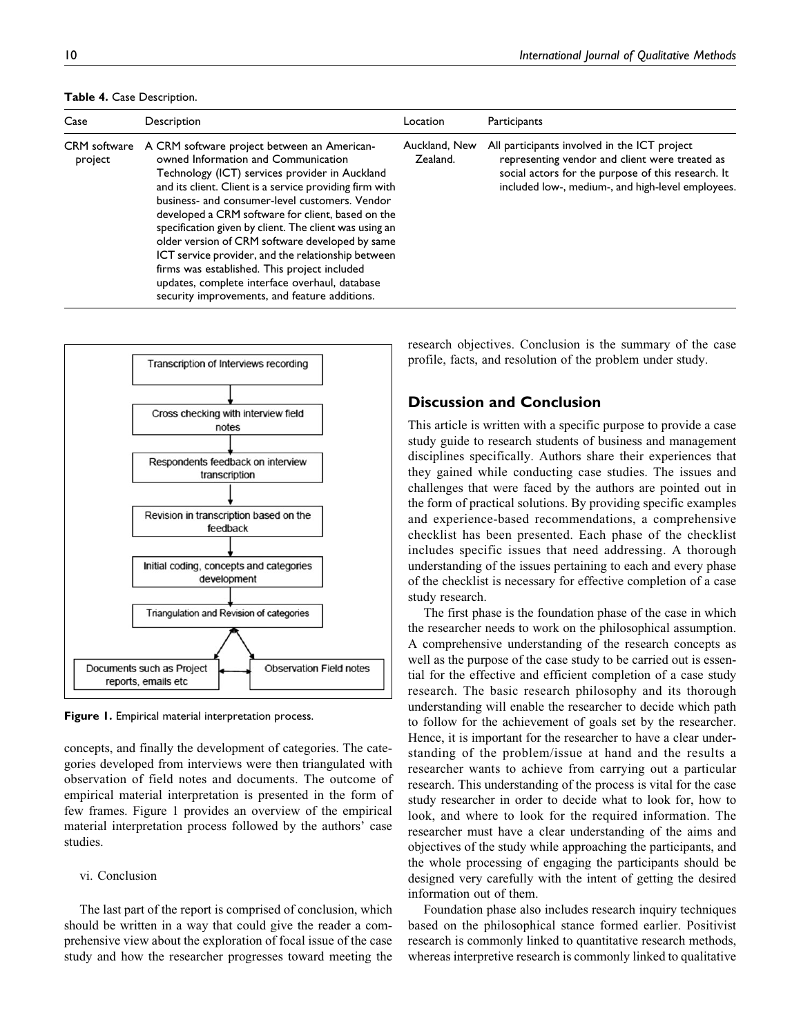**Table 4.** Case Description.

| Case | Description | Location | Participants |
|---|---|---|---|
| CRM software project | A CRM software project between an American-owned Information and Communication Technology (ICT) services provider in Auckland and its client. Client is a service providing firm with business- and consumer-level customers. Vendor developed a CRM software for client, based on the specification given by client. The client was using an older version of CRM software developed by same ICT service provider, and the relationship between firms was established. This project included updates, complete interface overhaul, database security improvements, and feature additions. | Auckland, New Zealand. | All participants involved in the ICT project representing vendor and client were treated as social actors for the purpose of this research. It included low-, medium-, and high-level employees. |

Transcription of Interviews recording

Cross checking with interview field notes

Respondents feedback on interview transcription

Revision in transcription based on the feedback

Initial coding, concepts and categories development

Triangulation and Revision of categories

Documents such as Project reports, emails etc

Observation Field notes

**Figure 1.** Empirical material interpretation process.

concepts, and finally the development of categories. The categories developed from interviews were then triangulated with observation of field notes and documents. The outcome of empirical material interpretation is presented in the form of few frames. Figure 1 provides an overview of the empirical material interpretation process followed by the authors' case studies.

vi. Conclusion

The last part of the report is comprised of conclusion, which should be written in a way that could give the reader a comprehensive view about the exploration of focal issue of the case study and how the researcher progresses toward meeting the research objectives. Conclusion is the summary of the case profile, facts, and resolution of the problem under study.

## Discussion and Conclusion

This article is written with a specific purpose to provide a case study guide to research students of business and management disciplines specifically. Authors share their experiences that they gained while conducting case studies. The issues and challenges that were faced by the authors are pointed out in the form of practical solutions. By providing specific examples and experience-based recommendations, a comprehensive checklist has been presented. Each phase of the checklist includes specific issues that need addressing. A thorough understanding of the issues pertaining to each and every phase of the checklist is necessary for effective completion of a case study research.

The first phase is the foundation phase of the case in which the researcher needs to work on the philosophical assumption. A comprehensive understanding of the research concepts as well as the purpose of the case study to be carried out is essential for the effective and efficient completion of a case study research. The basic research philosophy and its thorough understanding will enable the researcher to decide which path to follow for the achievement of goals set by the researcher. Hence, it is important for the researcher to have a clear understanding of the problem/issue at hand and the results a researcher wants to achieve from carrying out a particular research. This understanding of the process is vital for the case study researcher in order to decide what to look for, how to look, and where to look for the required information. The researcher must have a clear understanding of the aims and objectives of the study while approaching the participants, and the whole processing of engaging the participants should be designed very carefully with the intent of getting the desired information out of them.

Foundation phase also includes research inquiry techniques based on the philosophical stance formed earlier. Positivist research is commonly linked to quantitative research methods, whereas interpretive research is commonly linked to qualitative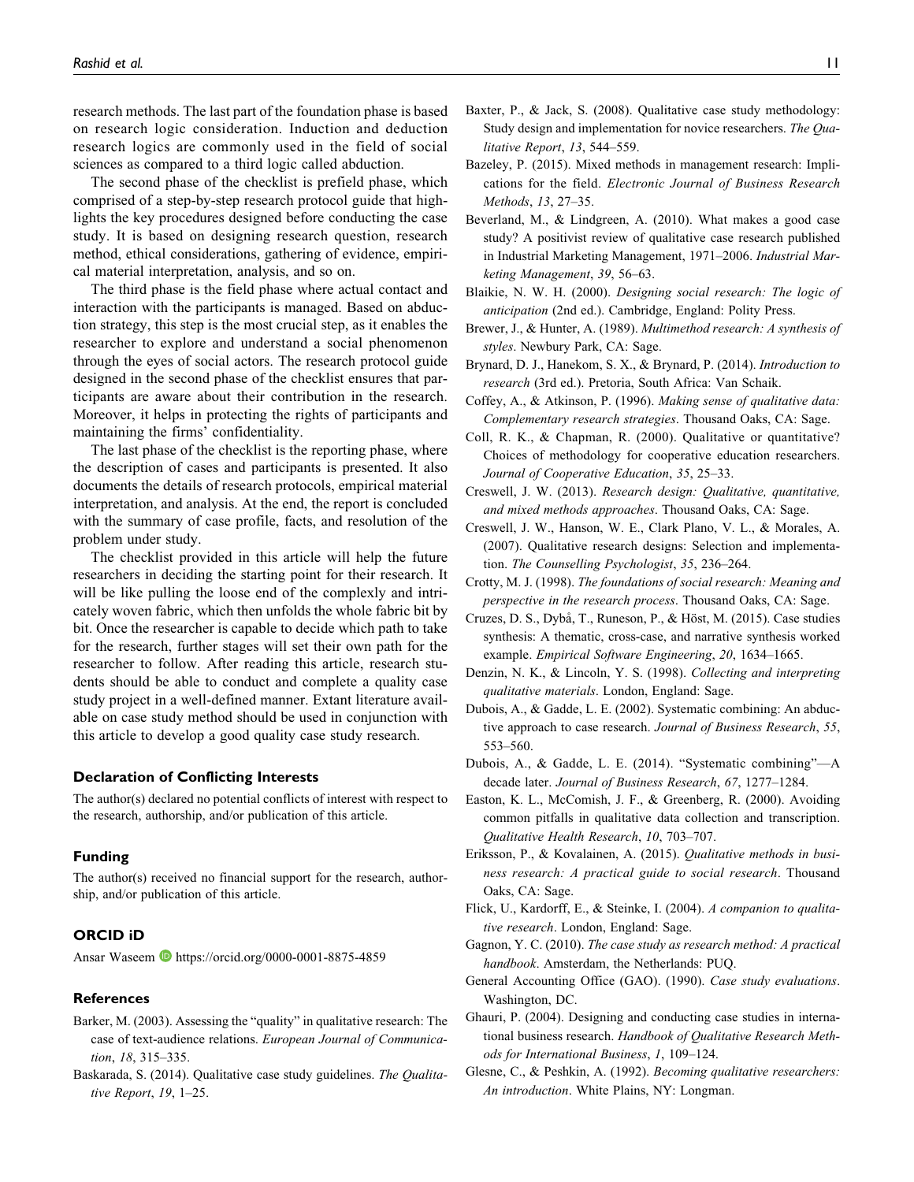research methods. The last part of the foundation phase is based on research logic consideration. Induction and deduction research logics are commonly used in the field of social sciences as compared to a third logic called abduction.

The second phase of the checklist is prefield phase, which comprised of a step-by-step research protocol guide that highlights the key procedures designed before conducting the case study. It is based on designing research question, research method, ethical considerations, gathering of evidence, empirical material interpretation, analysis, and so on.

The third phase is the field phase where actual contact and interaction with the participants is managed. Based on abduction strategy, this step is the most crucial step, as it enables the researcher to explore and understand a social phenomenon through the eyes of social actors. The research protocol guide designed in the second phase of the checklist ensures that participants are aware about their contribution in the research. Moreover, it helps in protecting the rights of participants and maintaining the firms' confidentiality.

The last phase of the checklist is the reporting phase, where the description of cases and participants is presented. It also documents the details of research protocols, empirical material interpretation, and analysis. At the end, the report is concluded with the summary of case profile, facts, and resolution of the problem under study.

The checklist provided in this article will help the future researchers in deciding the starting point for their research. It will be like pulling the loose end of the complexly and intricately woven fabric, which then unfolds the whole fabric bit by bit. Once the researcher is capable to decide which path to take for the research, further stages will set their own path for the researcher to follow. After reading this article, research students should be able to conduct and complete a quality case study project in a well-defined manner. Extant literature available on case study method should be used in conjunction with this article to develop a good quality case study research.

### Declaration of Conflicting Interests

The author(s) declared no potential conflicts of interest with respect to the research, authorship, and/or publication of this article.

### Funding

The author(s) received no financial support for the research, authorship, and/or publication of this article.

### ORCID iD

Ansar Waseem https://orcid.org/0000-0001-8875-4859

### References

Barker, M. (2003). Assessing the "quality" in qualitative research: The case of text-audience relations. *European Journal of Communication*, *18*, 315–335.

Baskarada, S. (2014). Qualitative case study guidelines. *The Qualitative Report*, *19*, 1–25.

Baxter, P., & Jack, S. (2008). Qualitative case study methodology: Study design and implementation for novice researchers. *The Qualitative Report*, *13*, 544–559.

Bazeley, P. (2015). Mixed methods in management research: Implications for the field. *Electronic Journal of Business Research Methods*, *13*, 27–35.

Beverland, M., & Lindgreen, A. (2010). What makes a good case study? A positivist review of qualitative case research published in Industrial Marketing Management, 1971–2006. *Industrial Marketing Management*, *39*, 56–63.

Blaikie, N. W. H. (2000). *Designing social research: The logic of anticipation* (2nd ed.). Cambridge, England: Polity Press.

Brewer, J., & Hunter, A. (1989). *Multimethod research: A synthesis of styles*. Newbury Park, CA: Sage.

Brynard, D. J., Hanekom, S. X., & Brynard, P. (2014). *Introduction to research* (3rd ed.). Pretoria, South Africa: Van Schaik.

Coffey, A., & Atkinson, P. (1996). *Making sense of qualitative data: Complementary research strategies*. Thousand Oaks, CA: Sage.

Coll, R. K., & Chapman, R. (2000). Qualitative or quantitative? Choices of methodology for cooperative education researchers. *Journal of Cooperative Education*, *35*, 25–33.

Creswell, J. W. (2013). *Research design: Qualitative, quantitative, and mixed methods approaches*. Thousand Oaks, CA: Sage.

Creswell, J. W., Hanson, W. E., Clark Plano, V. L., & Morales, A. (2007). Qualitative research designs: Selection and implementation. *The Counselling Psychologist*, *35*, 236–264.

Crotty, M. J. (1998). *The foundations of social research: Meaning and perspective in the research process*. Thousand Oaks, CA: Sage.

Cruzes, D. S., Dybå, T., Runeson, P., & Höst, M. (2015). Case studies synthesis: A thematic, cross-case, and narrative synthesis worked example. *Empirical Software Engineering*, *20*, 1634–1665.

Denzin, N. K., & Lincoln, Y. S. (1998). *Collecting and interpreting qualitative materials*. London, England: Sage.

Dubois, A., & Gadde, L. E. (2002). Systematic combining: An abductive approach to case research. *Journal of Business Research*, *55*, 553–560.

Dubois, A., & Gadde, L. E. (2014). "Systematic combining"—A decade later. *Journal of Business Research*, *67*, 1277–1284.

Easton, K. L., McComish, J. F., & Greenberg, R. (2000). Avoiding common pitfalls in qualitative data collection and transcription. *Qualitative Health Research*, *10*, 703–707.

Eriksson, P., & Kovalainen, A. (2015). *Qualitative methods in business research: A practical guide to social research*. Thousand Oaks, CA: Sage.

Flick, U., Kardorff, E., & Steinke, I. (2004). *A companion to qualitative research*. London, England: Sage.

Gagnon, Y. C. (2010). *The case study as research method: A practical handbook*. Amsterdam, the Netherlands: PUQ.

General Accounting Office (GAO). (1990). *Case study evaluations*. Washington, DC.

Ghauri, P. (2004). Designing and conducting case studies in international business research. *Handbook of Qualitative Research Methods for International Business*, *1*, 109–124.

Glesne, C., & Peshkin, A. (1992). *Becoming qualitative researchers: An introduction*. White Plains, NY: Longman.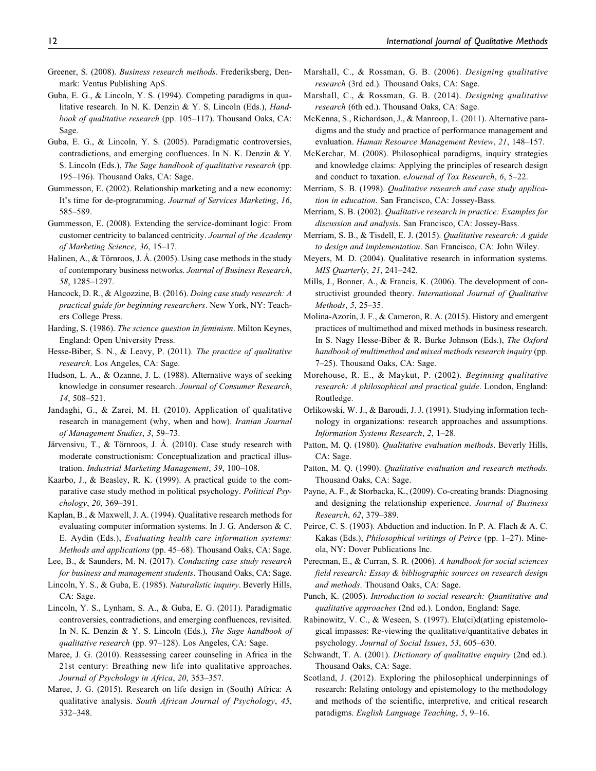Greener, S. (2008). *Business research methods*. Frederiksberg, Denmark: Ventus Publishing ApS.

Guba, E. G., & Lincoln, Y. S. (1994). Competing paradigms in qualitative research. In N. K. Denzin & Y. S. Lincoln (Eds.), *Handbook of qualitative research* (pp. 105–117). Thousand Oaks, CA: Sage.

Guba, E. G., & Lincoln, Y. S. (2005). Paradigmatic controversies, contradictions, and emerging confluences. In N. K. Denzin & Y. S. Lincoln (Eds.), *The Sage handbook of qualitative research* (pp. 195–196). Thousand Oaks, CA: Sage.

Gummesson, E. (2002). Relationship marketing and a new economy: It's time for de-programming. *Journal of Services Marketing*, *16*, 585–589.

Gummesson, E. (2008). Extending the service-dominant logic: From customer centricity to balanced centricity. *Journal of the Academy of Marketing Science*, *36*, 15–17.

Halinen, A., & Törnroos, J. Å. (2005). Using case methods in the study of contemporary business networks. *Journal of Business Research*, *58*, 1285–1297.

Hancock, D. R., & Algozzine, B. (2016). *Doing case study research: A practical guide for beginning researchers*. New York, NY: Teachers College Press.

Harding, S. (1986). *The science question in feminism*. Milton Keynes, England: Open University Press.

Hesse-Biber, S. N., & Leavy, P. (2011). *The practice of qualitative research*. Los Angeles, CA: Sage.

Hudson, L. A., & Ozanne, J. L. (1988). Alternative ways of seeking knowledge in consumer research. *Journal of Consumer Research*, *14*, 508–521.

Jandaghi, G., & Zarei, M. H. (2010). Application of qualitative research in management (why, when and how). *Iranian Journal of Management Studies*, *3*, 59–73.

Järvensivu, T., & Törnroos, J. Å. (2010). Case study research with moderate constructionism: Conceptualization and practical illustration. *Industrial Marketing Management*, *39*, 100–108.

Kaarbo, J., & Beasley, R. K. (1999). A practical guide to the comparative case study method in political psychology. *Political Psychology*, *20*, 369–391.

Kaplan, B., & Maxwell, J. A. (1994). Qualitative research methods for evaluating computer information systems. In J. G. Anderson & C. E. Aydin (Eds.), *Evaluating health care information systems: Methods and applications* (pp. 45–68). Thousand Oaks, CA: Sage.

Lee, B., & Saunders, M. N. (2017). *Conducting case study research for business and management students*. Thousand Oaks, CA: Sage.

Lincoln, Y. S., & Guba, E. (1985). *Naturalistic inquiry*. Beverly Hills, CA: Sage.

Lincoln, Y. S., Lynham, S. A., & Guba, E. G. (2011). Paradigmatic controversies, contradictions, and emerging confluences, revisited. In N. K. Denzin & Y. S. Lincoln (Eds.), *The Sage handbook of qualitative research* (pp. 97–128). Los Angeles, CA: Sage.

Maree, J. G. (2010). Reassessing career counseling in Africa in the 21st century: Breathing new life into qualitative approaches. *Journal of Psychology in Africa*, *20*, 353–357.

Maree, J. G. (2015). Research on life design in (South) Africa: A qualitative analysis. *South African Journal of Psychology*, *45*, 332–348.

Marshall, C., & Rossman, G. B. (2006). *Designing qualitative research* (3rd ed.). Thousand Oaks, CA: Sage.

Marshall, C., & Rossman, G. B. (2014). *Designing qualitative research* (6th ed.). Thousand Oaks, CA: Sage.

McKenna, S., Richardson, J., & Manroop, L. (2011). Alternative paradigms and the study and practice of performance management and evaluation. *Human Resource Management Review*, *21*, 148–157.

McKerchar, M. (2008). Philosophical paradigms, inquiry strategies and knowledge claims: Applying the principles of research design and conduct to taxation. *eJournal of Tax Research*, *6*, 5–22.

Merriam, S. B. (1998). *Qualitative research and case study application in education*. San Francisco, CA: Jossey-Bass.

Merriam, S. B. (2002). *Qualitative research in practice: Examples for discussion and analysis*. San Francisco, CA: Jossey-Bass.

Merriam, S. B., & Tisdell, E. J. (2015). *Qualitative research: A guide to design and implementation*. San Francisco, CA: John Wiley.

Meyers, M. D. (2004). Qualitative research in information systems. *MIS Quarterly*, *21*, 241–242.

Mills, J., Bonner, A., & Francis, K. (2006). The development of constructivist grounded theory. *International Journal of Qualitative Methods*, *5*, 25–35.

Molina-Azorín, J. F., & Cameron, R. A. (2015). History and emergent practices of multimethod and mixed methods in business research. In S. Nagy Hesse-Biber & R. Burke Johnson (Eds.), *The Oxford handbook of multimethod and mixed methods research inquiry* (pp. 7–25). Thousand Oaks, CA: Sage.

Morehouse, R. E., & Maykut, P. (2002). *Beginning qualitative research: A philosophical and practical guide*. London, England: Routledge.

Orlikowski, W. J., & Baroudi, J. J. (1991). Studying information technology in organizations: research approaches and assumptions. *Information Systems Research*, *2*, 1–28.

Patton, M. Q. (1980). *Qualitative evaluation methods*. Beverly Hills, CA: Sage.

Patton, M. Q. (1990). *Qualitative evaluation and research methods*. Thousand Oaks, CA: Sage.

Payne, A. F., & Storbacka, K., (2009). Co-creating brands: Diagnosing and designing the relationship experience. *Journal of Business Research*, *62*, 379–389.

Peirce, C. S. (1903). Abduction and induction. In P. A. Flach & A. C. Kakas (Eds.), *Philosophical writings of Peirce* (pp. 1–27). Mineola, NY: Dover Publications Inc.

Perecman, E., & Curran, S. R. (2006). *A handbook for social sciences field research: Essay & bibliographic sources on research design and methods*. Thousand Oaks, CA: Sage.

Punch, K. (2005). *Introduction to social research: Quantitative and qualitative approaches* (2nd ed.). London, England: Sage.

Rabinowitz, V. C., & Weseen, S. (1997). Elu(ci)d(at)ing epistemological impasses: Re-viewing the qualitative/quantitative debates in psychology. *Journal of Social Issues*, *53*, 605–630.

Schwandt, T. A. (2001). *Dictionary of qualitative enquiry* (2nd ed.). Thousand Oaks, CA: Sage.

Scotland, J. (2012). Exploring the philosophical underpinnings of research: Relating ontology and epistemology to the methodology and methods of the scientific, interpretive, and critical research paradigms. *English Language Teaching*, *5*, 9–16.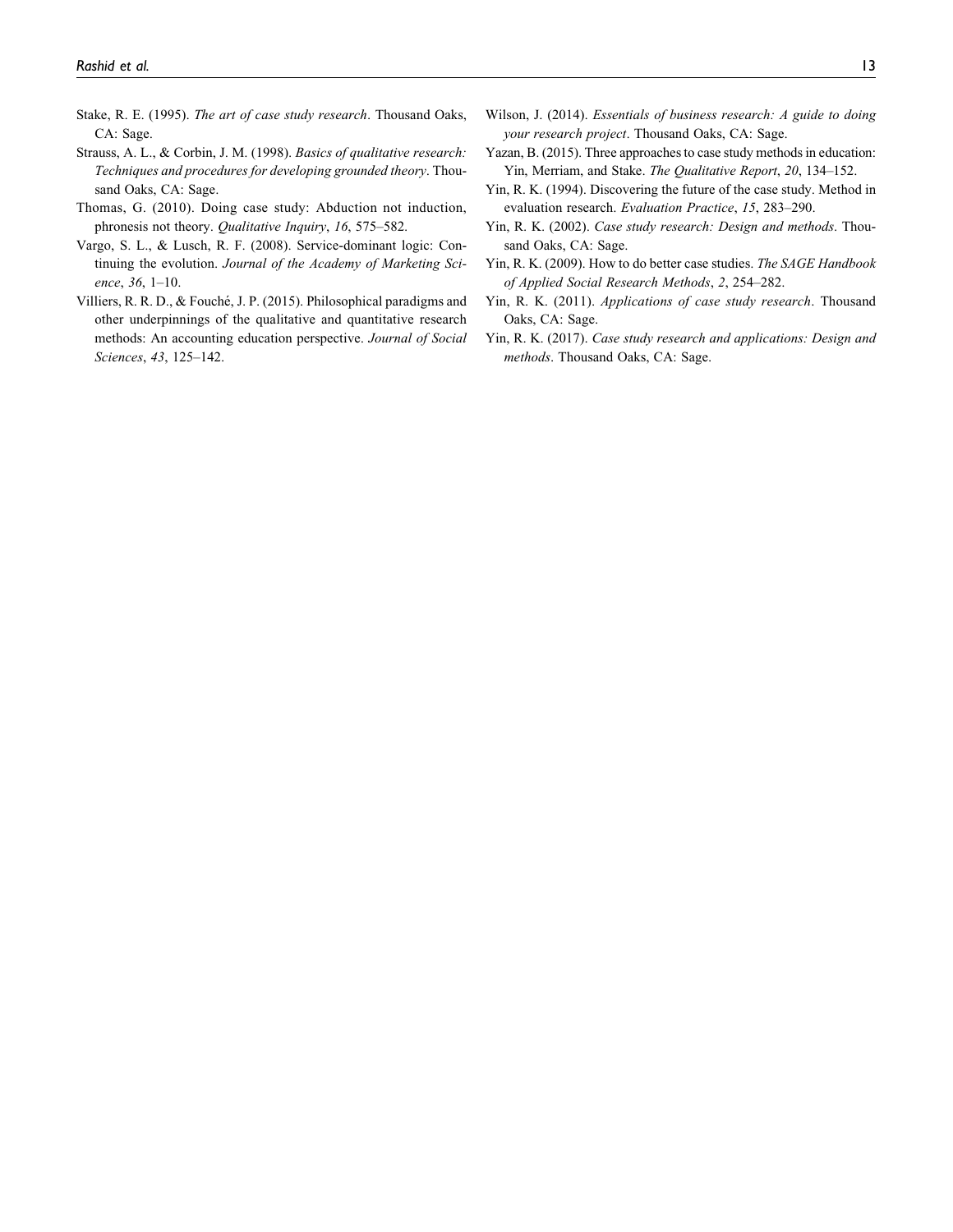Stake, R. E. (1995). *The art of case study research*. Thousand Oaks, CA: Sage.

Strauss, A. L., & Corbin, J. M. (1998). *Basics of qualitative research: Techniques and procedures for developing grounded theory*. Thousand Oaks, CA: Sage.

Thomas, G. (2010). Doing case study: Abduction not induction, phronesis not theory. *Qualitative Inquiry*, *16*, 575–582.

Vargo, S. L., & Lusch, R. F. (2008). Service-dominant logic: Continuing the evolution. *Journal of the Academy of Marketing Science*, *36*, 1–10.

Villiers, R. R. D., & Fouché, J. P. (2015). Philosophical paradigms and other underpinnings of the qualitative and quantitative research methods: An accounting education perspective. *Journal of Social Sciences*, *43*, 125–142.

Wilson, J. (2014). *Essentials of business research: A guide to doing your research project*. Thousand Oaks, CA: Sage.

Yazan, B. (2015). Three approaches to case study methods in education: Yin, Merriam, and Stake. *The Qualitative Report*, *20*, 134–152.

Yin, R. K. (1994). Discovering the future of the case study. Method in evaluation research. *Evaluation Practice*, *15*, 283–290.

Yin, R. K. (2002). *Case study research: Design and methods*. Thousand Oaks, CA: Sage.

Yin, R. K. (2009). How to do better case studies. *The SAGE Handbook of Applied Social Research Methods*, *2*, 254–282.

Yin, R. K. (2011). *Applications of case study research*. Thousand Oaks, CA: Sage.

Yin, R. K. (2017). *Case study research and applications: Design and methods*. Thousand Oaks, CA: Sage.